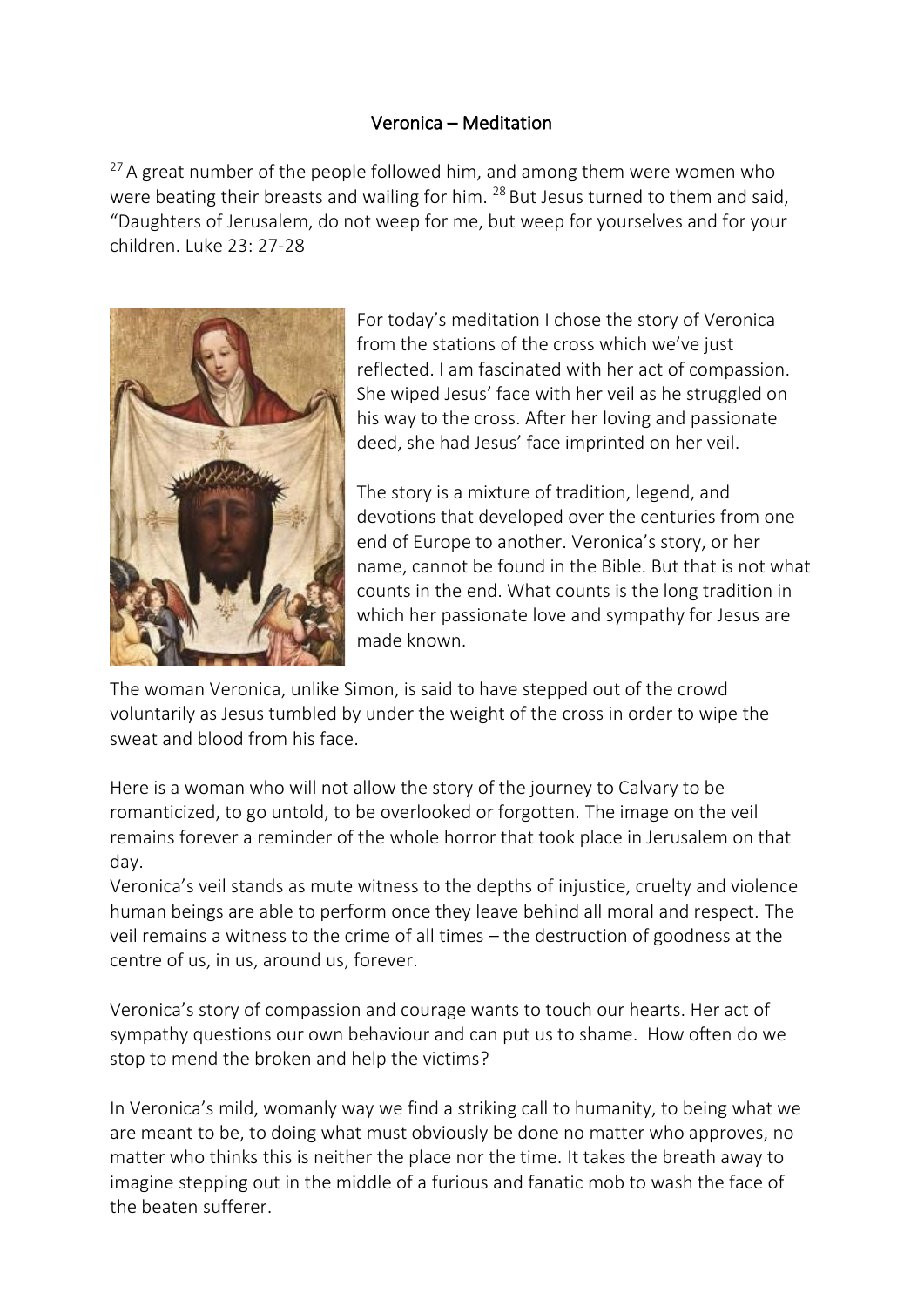# Veronica – Meditation

[27] A great number of the people followed him, and among them were women who were beating their breasts and wailing for him. [28] But Jesus turned to them and said, "Daughters of Jerusalem, do not weep for me, but weep for yourselves and for your children. Luke 23: 27-28

For today's meditation I chose the story of Veronica from the stations of the cross which we've just reflected. I am fascinated with her act of compassion. She wiped Jesus' face with her veil as he struggled on his way to the cross. After her loving and passionate deed, she had Jesus' face imprinted on her veil.

The story is a mixture of tradition, legend, and devotions that developed over the centuries from one end of Europe to another. Veronica's story, or her name, cannot be found in the Bible. But that is not what counts in the end. What counts is the long tradition in which her passionate love and sympathy for Jesus are made known.

The woman Veronica, unlike Simon, is said to have stepped out of the crowd voluntarily as Jesus tumbled by under the weight of the cross in order to wipe the sweat and blood from his face.

Here is a woman who will not allow the story of the journey to Calvary to be romanticized, to go untold, to be overlooked or forgotten. The image on the veil remains forever a reminder of the whole horror that took place in Jerusalem on that day.

Veronica's veil stands as mute witness to the depths of injustice, cruelty and violence human beings are able to perform once they leave behind all moral and respect. The veil remains a witness to the crime of all times – the destruction of goodness at the centre of us, in us, around us, forever.

Veronica's story of compassion and courage wants to touch our hearts. Her act of sympathy questions our own behaviour and can put us to shame. How often do we stop to mend the broken and help the victims?

In Veronica's mild, womanly way we find a striking call to humanity, to being what we are meant to be, to doing what must obviously be done no matter who approves, no matter who thinks this is neither the place nor the time. It takes the breath away to imagine stepping out in the middle of a furious and fanatic mob to wash the face of the beaten sufferer.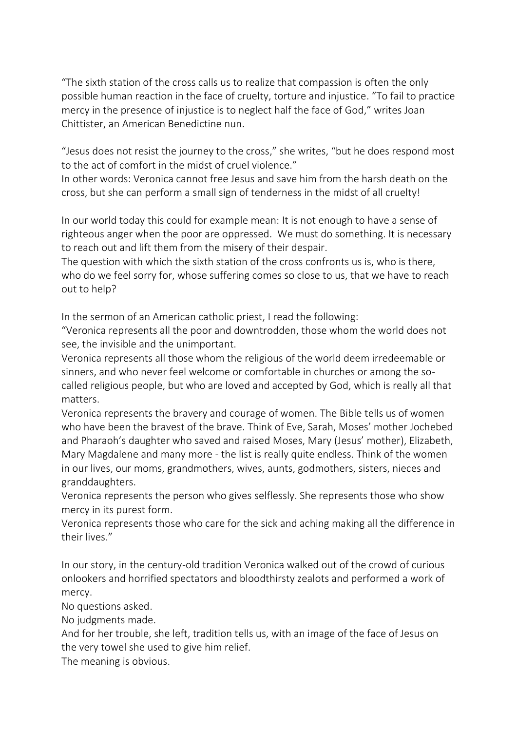“The sixth station of the cross calls us to realize that compassion is often the only possible human reaction in the face of cruelty, torture and injustice. “To fail to practice mercy in the presence of injustice is to neglect half the face of God,” writes Joan Chittister, an American Benedictine nun.

“Jesus does not resist the journey to the cross,” she writes, “but he does respond most to the act of comfort in the midst of cruel violence.”
In other words: Veronica cannot free Jesus and save him from the harsh death on the cross, but she can perform a small sign of tenderness in the midst of all cruelty!

In our world today this could for example mean: It is not enough to have a sense of righteous anger when the poor are oppressed. We must do something. It is necessary to reach out and lift them from the misery of their despair.
The question with which the sixth station of the cross confronts us is, who is there, who do we feel sorry for, whose suffering comes so close to us, that we have to reach out to help?

In the sermon of an American catholic priest, I read the following:
“Veronica represents all the poor and downtrodden, those whom the world does not see, the invisible and the unimportant.
Veronica represents all those whom the religious of the world deem irredeemable or sinners, and who never feel welcome or comfortable in churches or among the so-called religious people, but who are loved and accepted by God, which is really all that matters.
Veronica represents the bravery and courage of women. The Bible tells us of women who have been the bravest of the brave. Think of Eve, Sarah, Moses’ mother Jochebed and Pharaoh’s daughter who saved and raised Moses, Mary (Jesus’ mother), Elizabeth, Mary Magdalene and many more - the list is really quite endless. Think of the women in our lives, our moms, grandmothers, wives, aunts, godmothers, sisters, nieces and granddaughters.
Veronica represents the person who gives selflessly. She represents those who show mercy in its purest form.
Veronica represents those who care for the sick and aching making all the difference in their lives.”

In our story, in the century-old tradition Veronica walked out of the crowd of curious onlookers and horrified spectators and bloodthirsty zealots and performed a work of mercy.
No questions asked.
No judgments made.
And for her trouble, she left, tradition tells us, with an image of the face of Jesus on the very towel she used to give him relief.
The meaning is obvious.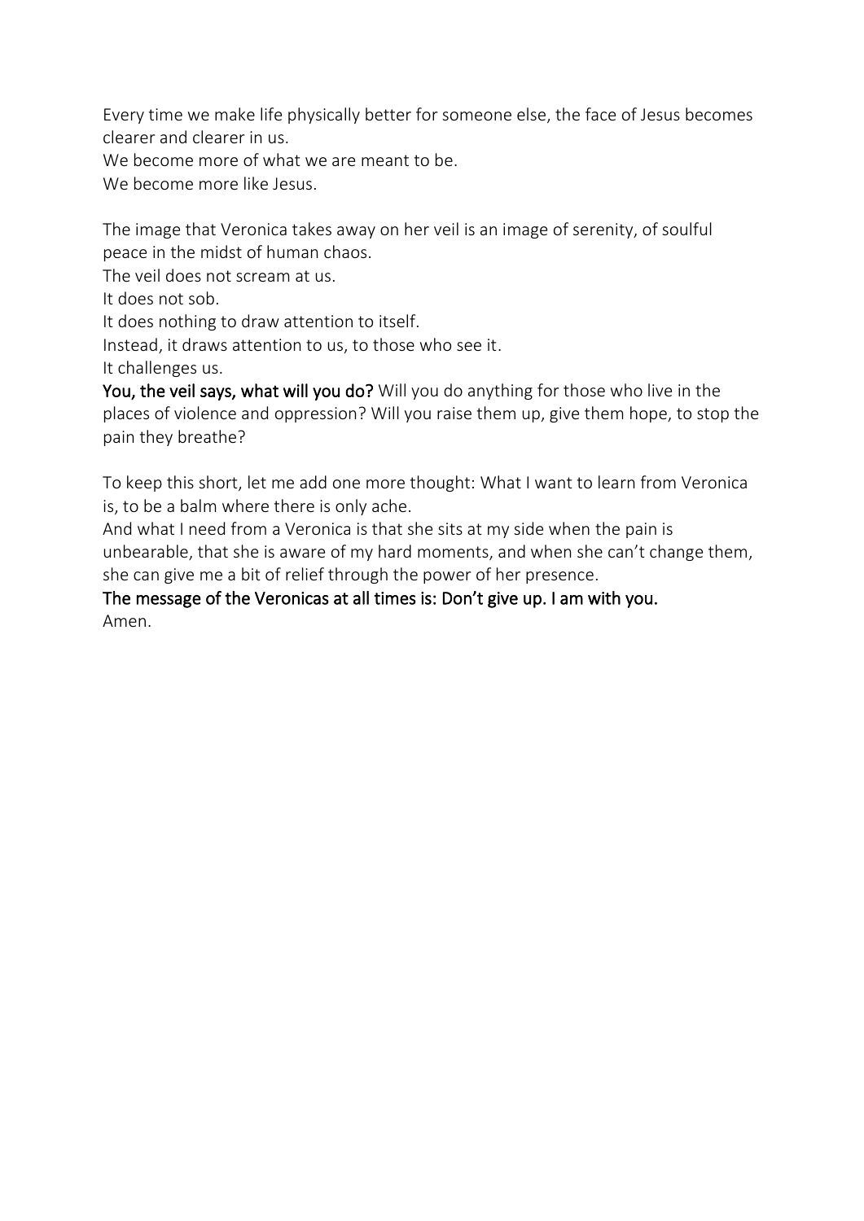Every time we make life physically better for someone else, the face of Jesus becomes clearer and clearer in us.
We become more of what we are meant to be.
We become more like Jesus.

The image that Veronica takes away on her veil is an image of serenity, of soulful peace in the midst of human chaos.
The veil does not scream at us.
It does not sob.
It does nothing to draw attention to itself.
Instead, it draws attention to us, to those who see it.
It challenges us.
**You, the veil says, what will you do?** Will you do anything for those who live in the places of violence and oppression? Will you raise them up, give them hope, to stop the pain they breathe?

To keep this short, let me add one more thought: What I want to learn from Veronica is, to be a balm where there is only ache.
And what I need from a Veronica is that she sits at my side when the pain is unbearable, that she is aware of my hard moments, and when she can't change them, she can give me a bit of relief through the power of her presence.
**The message of the Veronicas at all times is: Don't give up. I am with you.**
Amen.